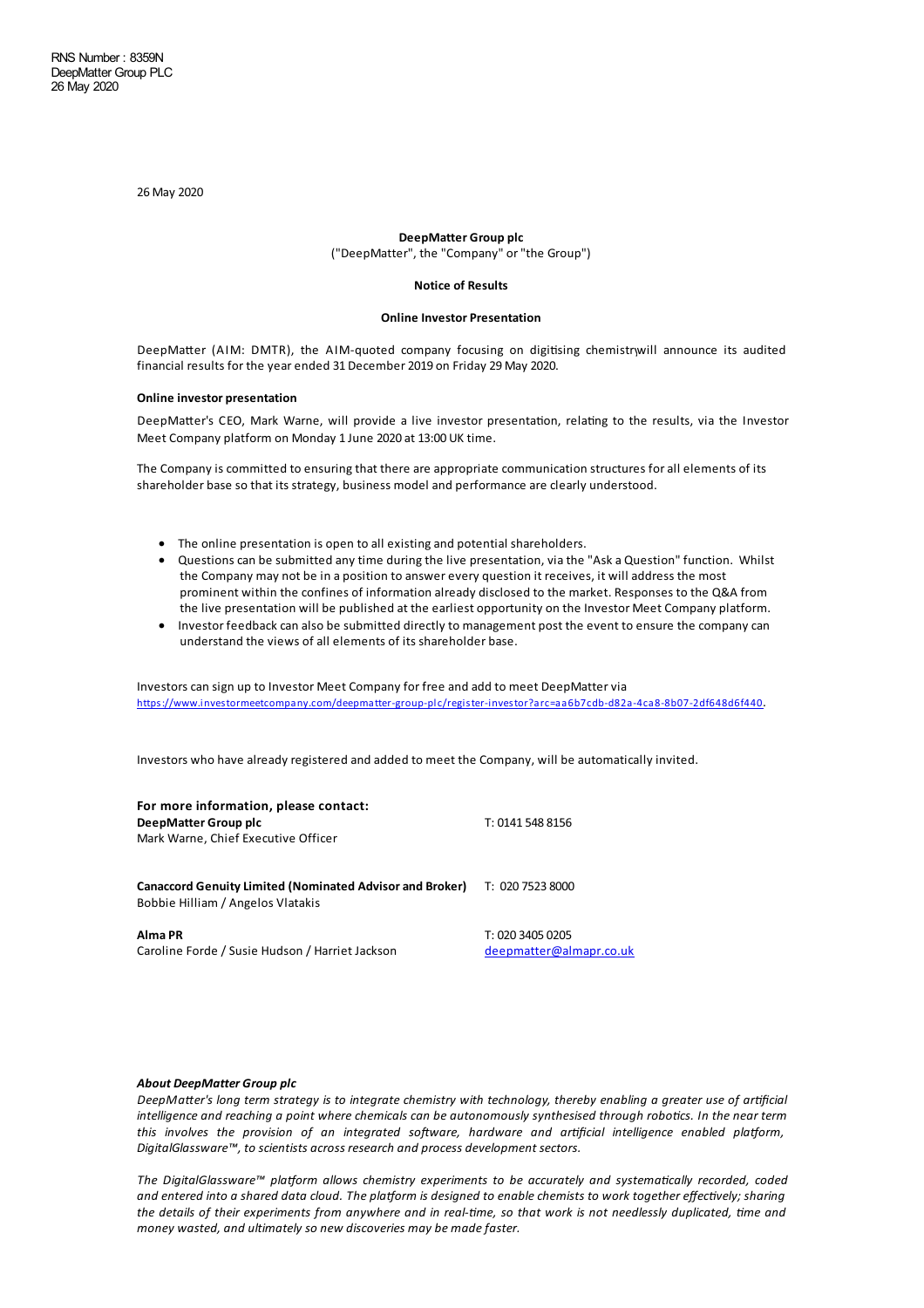RNS Number : 8359N
DeepMatter Group PLC
26 May 2020

26 May 2020

**DeepMatter Group plc**

("DeepMatter", the "Company" or "the Group")

**Notice of Results**

**Online Investor Presentation**

DeepMatter (AIM: DMTR), the AIM-quoted company focusing on digitising chemistry, will announce its audited financial results for the year ended 31 December 2019 on Friday 29 May 2020.

**Online investor presentation**

DeepMatter's CEO, Mark Warne, will provide a live investor presentation, relating to the results, via the Investor Meet Company platform on Monday 1 June 2020 at 13:00 UK time.

The Company is committed to ensuring that there are appropriate communication structures for all elements of its shareholder base so that its strategy, business model and performance are clearly understood.

- The online presentation is open to all existing and potential shareholders.
- Questions can be submitted any time during the live presentation, via the "Ask a Question" function. Whilst the Company may not be in a position to answer every question it receives, it will address the most prominent within the confines of information already disclosed to the market. Responses to the Q&A from the live presentation will be published at the earliest opportunity on the Investor Meet Company platform.
- Investor feedback can also be submitted directly to management post the event to ensure the company can understand the views of all elements of its shareholder base.

Investors can sign up to Investor Meet Company for free and add to meet DeepMatter via https://www.investormeetcompany.com/deepmatter-group-plc/register-investor?arc=aa6b7cdb-d82a-4ca8-8b07-2df648d6f440.

Investors who have already registered and added to meet the Company, will be automatically invited.

**For more information, please contact:**

| | |
|---|---|
| **DeepMatter Group plc** | T: 0141 548 8156 |
| Mark Warne, Chief Executive Officer | |
| | |
| **Canaccord Genuity Limited (Nominated Advisor and Broker)** | T: 020 7523 8000 |
| Bobbie Hilliam / Angelos Vlatakis | |
| | |
| **Alma PR** | T: 020 3405 0205 |
| Caroline Forde / Susie Hudson / Harriet Jackson | deepmatter@almapr.co.uk |

***About DeepMatter Group plc***

*DeepMatter's long term strategy is to integrate chemistry with technology, thereby enabling a greater use of artificial intelligence and reaching a point where chemicals can be autonomously synthesised through robotics. In the near term this involves the provision of an integrated software, hardware and artificial intelligence enabled platform, DigitalGlassware™, to scientists across research and process development sectors.*

*The DigitalGlassware™ platform allows chemistry experiments to be accurately and systematically recorded, coded and entered into a shared data cloud. The platform is designed to enable chemists to work together effectively; sharing the details of their experiments from anywhere and in real-time, so that work is not needlessly duplicated, time and money wasted, and ultimately so new discoveries may be made faster.*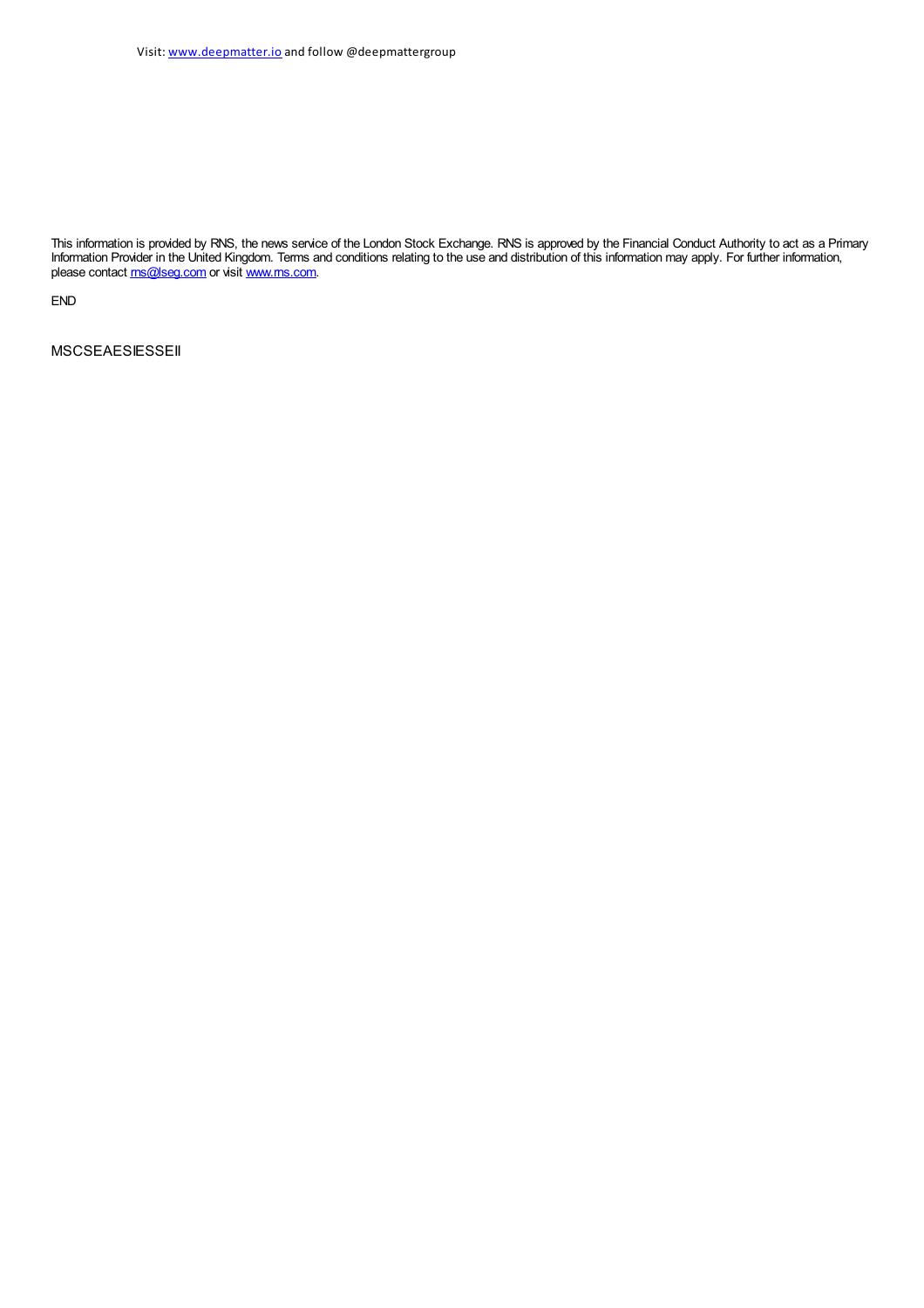Visit: www.deepmatter.io and follow @deepmattergroup

This information is provided by RNS, the news service of the London Stock Exchange. RNS is approved by the Financial Conduct Authority to act as a Primary Information Provider in the United Kingdom. Terms and conditions relating to the use and distribution of this information may apply. For further information, please contact rns@lseg.com or visit www.rns.com.

END

MSCSEAESIESSEII